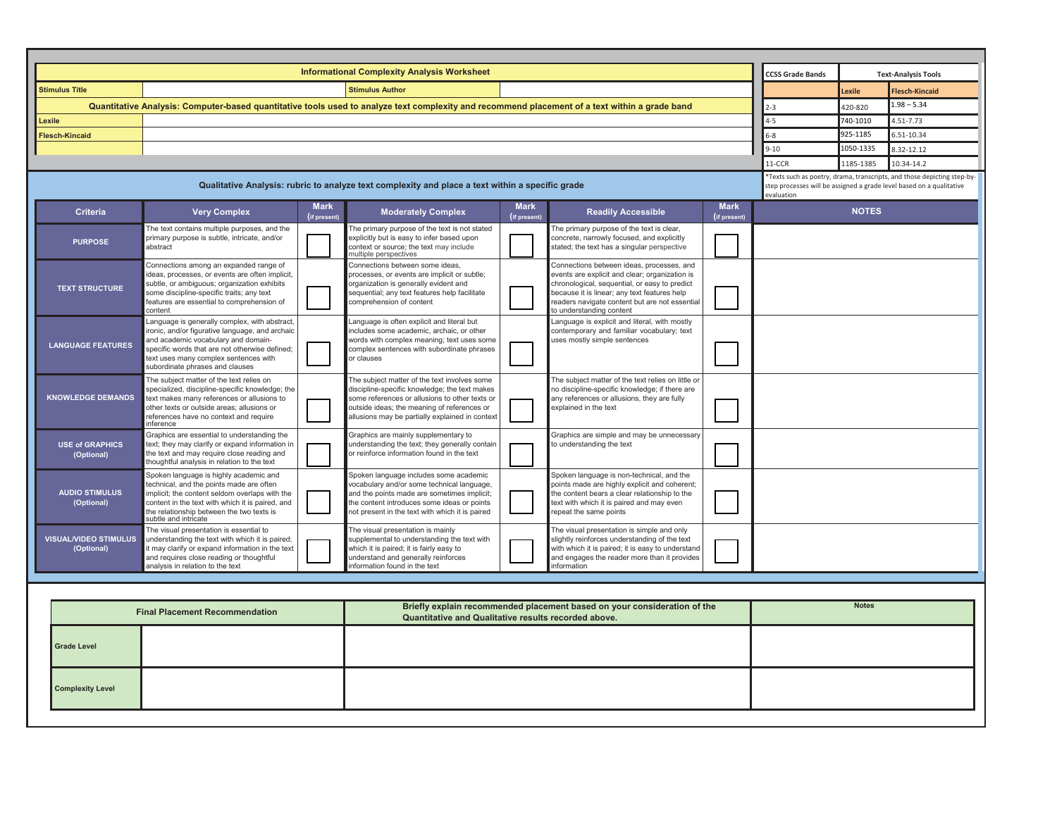# Informational Complexity Analysis Worksheet

| Stimulus Title | | Stimulus Author | |
|---|---|---|---|

**Quantitative Analysis: Computer-based quantitative tools used to analyze text complexity and recommend placement of a text within a grade band**

| | |
|---|---|
| Lexile | |
| Flesch-Kincaid | |
| | |

| CCSS Grade Bands | Text-Analysis Tools | |
|---|---|---|
| | Lexile | Flesch-Kincaid |
| 2-3 | 420-820 | 1.98 – 5.34 |
| 4-5 | 740-1010 | 4.51-7.73 |
| 6-8 | 925-1185 | 6.51-10.34 |
| 9-10 | 1050-1335 | 8.32-12.12 |
| 11-CCR | 1185-1385 | 10.34-14.2 |

*Texts such as poetry, drama, transcripts, and those depicting step-by-step processes will be assigned a grade level based on a qualitative evaluation

## Qualitative Analysis: rubric to analyze text complexity and place a text within a specific grade

| Criteria | Very Complex | Mark (if present) | Moderately Complex | Mark (if present) | Readily Accessible | Mark (if present) | NOTES |
|---|---|---|---|---|---|---|---|
| **PURPOSE** | The text contains multiple purposes, and the primary purpose is subtle, intricate, and/or abstract | ☐ | The primary purpose of the text is not stated explicitly but is easy to infer based upon context or source; the text may include multiple perspectives | ☐ | The primary purpose of the text is clear, concrete, narrowly focused, and explicitly stated; the text has a singular perspective | ☐ | |
| **TEXT STRUCTURE** | Connections among an expanded range of ideas, processes, or events are often implicit, subtle, or ambiguous; organization exhibits some discipline-specific traits; any text features are essential to comprehension of content | ☐ | Connections between some ideas, processes, or events are implicit or subtle; organization is generally evident and sequential; any text features help facilitate comprehension of content | ☐ | Connections between ideas, processes, and events are explicit and clear; organization is chronological, sequential, or easy to predict because it is linear; any text features help readers navigate content but are not essential to understanding content | ☐ | |
| **LANGUAGE FEATURES** | Language is generally complex, with abstract, ironic, and/or figurative language, and archaic and academic vocabulary and domain-specific words that are not otherwise defined; text uses many complex sentences with subordinate phrases and clauses | ☐ | Language is often explicit and literal but includes some academic, archaic, or other words with complex meaning; text uses some complex sentences with subordinate phrases or clauses | ☐ | Language is explicit and literal, with mostly contemporary and familiar vocabulary; text uses mostly simple sentences | ☐ | |
| **KNOWLEDGE DEMANDS** | The subject matter of the text relies on specialized, discipline-specific knowledge; the text makes many references or allusions to other texts or outside areas; allusions or references have no context and require inference | ☐ | The subject matter of the text involves some discipline-specific knowledge; the text makes some references or allusions to other texts or outside ideas; the meaning of references or allusions may be partially explained in context | ☐ | The subject matter of the text relies on little or no discipline-specific knowledge; if there are any references or allusions, they are fully explained in the text | ☐ | |
| **USE of GRAPHICS (Optional)** | Graphics are essential to understanding the text; they may clarify or expand information in the text and may require close reading and thoughtful analysis in relation to the text | ☐ | Graphics are mainly supplementary to understanding the text; they generally contain or reinforce information found in the text | ☐ | Graphics are simple and may be unnecessary to understanding the text | ☐ | |
| **AUDIO STIMULUS (Optional)** | Spoken language is highly academic and technical, and the points made are often implicit; the content seldom overlaps with the content in the text with which it is paired, and the relationship between the two texts is subtle and intricate | ☐ | Spoken language includes some academic vocabulary and/or some technical language, and the points made are sometimes implicit; the content introduces some ideas or points not present in the text with which it is paired | ☐ | Spoken language is non-technical, and the points made are highly explicit and coherent; the content bears a clear relationship to the text with which it is paired and may even repeat the same points | ☐ | |
| **VISUAL/VIDEO STIMULUS (Optional)** | The visual presentation is essential to understanding the text with which it is paired; it may clarify or expand information in the text and requires close reading or thoughtful analysis in relation to the text | ☐ | The visual presentation is mainly supplemental to understanding the text with which it is paired; it is fairly easy to understand and generally reinforces information found in the text | ☐ | The visual presentation is simple and only slightly reinforces understanding of the text with which it is paired; it is easy to understand and engages the reader more than it provides information | ☐ | |

| Final Placement Recommendation | | Briefly explain recommended placement based on your consideration of the Quantitative and Qualitative results recorded above. | Notes |
|---|---|---|---|
| Grade Level | | | |
| Complexity Level | | | |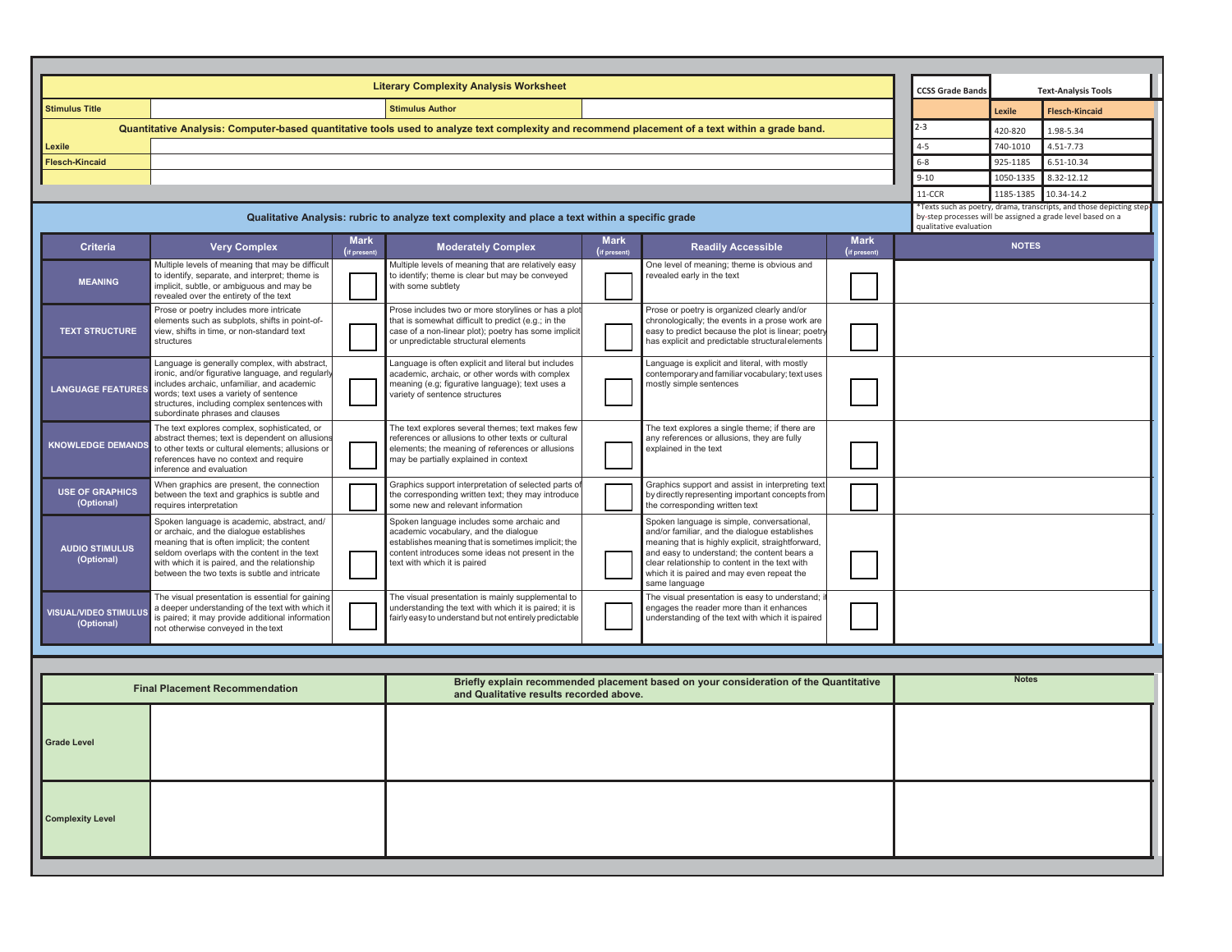# Literary Complexity Analysis Worksheet

| | | | |
|---|---|---|---|
| **Stimulus Title** | | **Stimulus Author** | |

**Quantitative Analysis: Computer-based quantitative tools used to analyze text complexity and recommend placement of a text within a grade band.**

| | |
|---|---|
| **Lexile** | |
| **Flesch-Kincaid** | |
| | |

| CCSS Grade Bands | Text-Analysis Tools | |
|---|---|---|
| | Lexile | Flesch-Kincaid |
| 2-3 | 420-820 | 1.98-5.34 |
| 4-5 | 740-1010 | 4.51-7.73 |
| 6-8 | 925-1185 | 6.51-10.34 |
| 9-10 | 1050-1335 | 8.32-12.12 |
| 11-CCR | 1185-1385 | 10.34-14.2 |

*Texts such as poetry, drama, transcripts, and those depicting step-by-step processes will be assigned a grade level based on a qualitative evaluation

**Qualitative Analysis: rubric to analyze text complexity and place a text within a specific grade**

| Criteria | Very Complex | Mark (if present) | Moderately Complex | Mark (if present) | Readily Accessible | Mark (if present) | NOTES |
|---|---|---|---|---|---|---|---|
| **MEANING** | Multiple levels of meaning that may be difficult to identify, separate, and interpret; theme is implicit, subtle, or ambiguous and may be revealed over the entirety of the text | ☐ | Multiple levels of meaning that are relatively easy to identify; theme is clear but may be conveyed with some subtlety | ☐ | One level of meaning; theme is obvious and revealed early in the text | ☐ | |
| **TEXT STRUCTURE** | Prose or poetry includes more intricate elements such as subplots, shifts in point-of-view, shifts in time, or non-standard text structures | ☐ | Prose includes two or more storylines or has a plot that is somewhat difficult to predict (e.g.; in the case of a non-linear plot); poetry has some implicit or unpredictable structural elements | ☐ | Prose or poetry is organized clearly and/or chronologically; the events in a prose work are easy to predict because the plot is linear; poetry has explicit and predictable structural elements | ☐ | |
| **LANGUAGE FEATURES** | Language is generally complex, with abstract, ironic, and/or figurative language, and regularly includes archaic, unfamiliar, and academic words; text uses a variety of sentence structures, including complex sentences with subordinate phrases and clauses | ☐ | Language is often explicit and literal but includes academic, archaic, or other words with complex meaning (e.g; figurative language); text uses a variety of sentence structures | ☐ | Language is explicit and literal, with mostly contemporary and familiar vocabulary; text uses mostly simple sentences | ☐ | |
| **KNOWLEDGE DEMANDS** | The text explores complex, sophisticated, or abstract themes; text is dependent on allusions to other texts or cultural elements; allusions or references have no context and require inference and evaluation | ☐ | The text explores several themes; text makes few references or allusions to other texts or cultural elements; the meaning of references or allusions may be partially explained in context | ☐ | The text explores a single theme; if there are any references or allusions, they are fully explained in the text | ☐ | |
| **USE OF GRAPHICS (Optional)** | When graphics are present, the connection between the text and graphics is subtle and requires interpretation | ☐ | Graphics support interpretation of selected parts of the corresponding written text; they may introduce some new and relevant information | ☐ | Graphics support and assist in interpreting text by directly representing important concepts from the corresponding written text | ☐ | |
| **AUDIO STIMULUS (Optional)** | Spoken language is academic, abstract, and/ or archaic, and the dialogue establishes meaning that is often implicit; the content seldom overlaps with the content in the text with which it is paired, and the relationship between the two texts is subtle and intricate | ☐ | Spoken language includes some archaic and academic vocabulary, and the dialogue establishes meaning that is sometimes implicit; the content introduces some ideas not present in the text with which it is paired | ☐ | Spoken language is simple, conversational, and/or familiar, and the dialogue establishes meaning that is highly explicit, straightforward, and easy to understand; the content bears a clear relationship to content in the text with which it is paired and may even repeat the same language | ☐ | |
| **VISUAL/VIDEO STIMULUS (Optional)** | The visual presentation is essential for gaining a deeper understanding of the text with which it is paired; it may provide additional information not otherwise conveyed in the text | ☐ | The visual presentation is mainly supplemental to understanding the text with which it is paired; it is fairly easy to understand but not entirely predictable | ☐ | The visual presentation is easy to understand; it engages the reader more than it enhances understanding of the text with which it is paired | ☐ | |

| Final Placement Recommendation | | Briefly explain recommended placement based on your consideration of the Quantitative and Qualitative results recorded above. | Notes |
|---|---|---|---|
| **Grade Level** | | | |
| **Complexity Level** | | | |